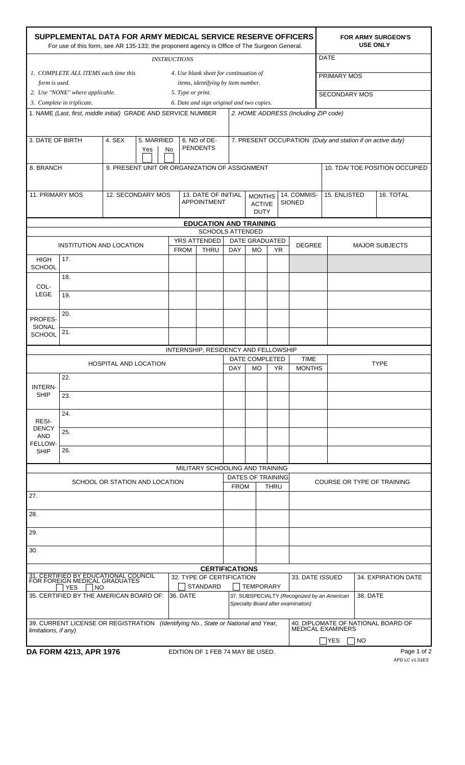# SUPPLEMENTAL DATA FOR ARMY MEDICAL SERVICE RESERVE OFFICERS

For use of this form, see AR 135-133; the proponent agency is Office of The Surgeon General.

**FOR ARMY SURGEON'S USE ONLY**

| DATE |
|---|
| PRIMARY MOS |
| SECONDARY MOS |

*INSTRUCTIONS*

1. *COMPLETE ALL ITEMS each time this form is used.*
2. *Use "NONE" where applicable.*
3. *Complete in triplicate.*
4. *Use blank sheet for continuation of items, identifying by item number.*
5. *Type or print.*
6. *Date and sign original and two copies.*

| 1. NAME *(Last, first, middle initial)* GRADE AND SERVICE NUMBER | 2. *HOME ADDRESS (Including ZIP code)* |
|---|---|
| | |

| 3. DATE OF BIRTH | 4. SEX | 5. MARRIED Yes ☐ No ☐ | 6. NO of DEPENDENTS | 7. PRESENT OCCUPATION *(Duty and station if on active duty)* |
|---|---|---|---|---|
| | | | | |

| 8. BRANCH | 9. PRESENT UNIT OR ORGANIZATION OF ASSIGNMENT | 10. TDA/ TOE POSITION OCCUPIED |
|---|---|---|
| | | |

| 11. PRIMARY MOS | 12. SECONDARY MOS | 13. DATE OF INITIAL APPOINTMENT | MONTHS ACTIVE DUTY: 14. COMMISSIONED | 15. ENLISTED | 16. TOTAL |
|---|---|---|---|---|---|
| | | | | | |

## EDUCATION AND TRAINING

### SCHOOLS ATTENDED

| | INSTITUTION AND LOCATION | YRS ATTENDED FROM | YRS ATTENDED THRU | DATE GRADUATED DAY | MO | YR | DEGREE | MAJOR SUBJECTS |
|---|---|---|---|---|---|---|---|---|
| HIGH SCHOOL | 17. | | | | | | | |
| COLLEGE | 18. | | | | | | | |
| | 19. | | | | | | | |
| PROFESSIONAL SCHOOL | 20. | | | | | | | |
| | 21. | | | | | | | |

### INTERNSHIP, RESIDENCY AND FELLOWSHIP

| | HOSPITAL AND LOCATION | DATE COMPLETED DAY | MO | YR | TIME MONTHS | TYPE |
|---|---|---|---|---|---|---|
| INTERNSHIP | 22. | | | | | |
| | 23. | | | | | |
| RESIDENCY AND FELLOWSHIP | 24. | | | | | |
| | 25. | | | | | |
| | 26. | | | | | |

### MILITARY SCHOOLING AND TRAINING

| SCHOOL OR STATION AND LOCATION | DATES OF TRAINING FROM | THRU | COURSE OR TYPE OF TRAINING |
|---|---|---|---|
| 27. | | | |
| 28. | | | |
| 29. | | | |
| 30. | | | |

## CERTIFICATIONS

| 31. CERTIFIED BY EDUCATIONAL COUNCIL FOR FOREIGN MEDICAL GRADUATES ☐ YES ☐ NO | 32. TYPE OF CERTIFICATION ☐ STANDARD ☐ TEMPORARY | 33. DATE ISSUED | 34. EXPIRATION DATE |
|---|---|---|---|

| 35. CERTIFIED BY THE AMERICAN BOARD OF: | 36. DATE | 37. SUBSPECIALTY *(Recognized by an American Specialty Board after examination)* | 38. DATE |
|---|---|---|---|
| | | | |

| 39. CURRENT LICENSE OR REGISTRATION *(Identifying No., State or National and Year, limitations, if any)* | 40. DIPLOMATE OF NATIONAL BOARD OF MEDICAL EXAMINERS ☐ YES ☐ NO |
|---|---|
| | |

**DA FORM 4213, APR 1976** EDITION OF 1 FEB 74 MAY BE USED. APD LC v1.01ES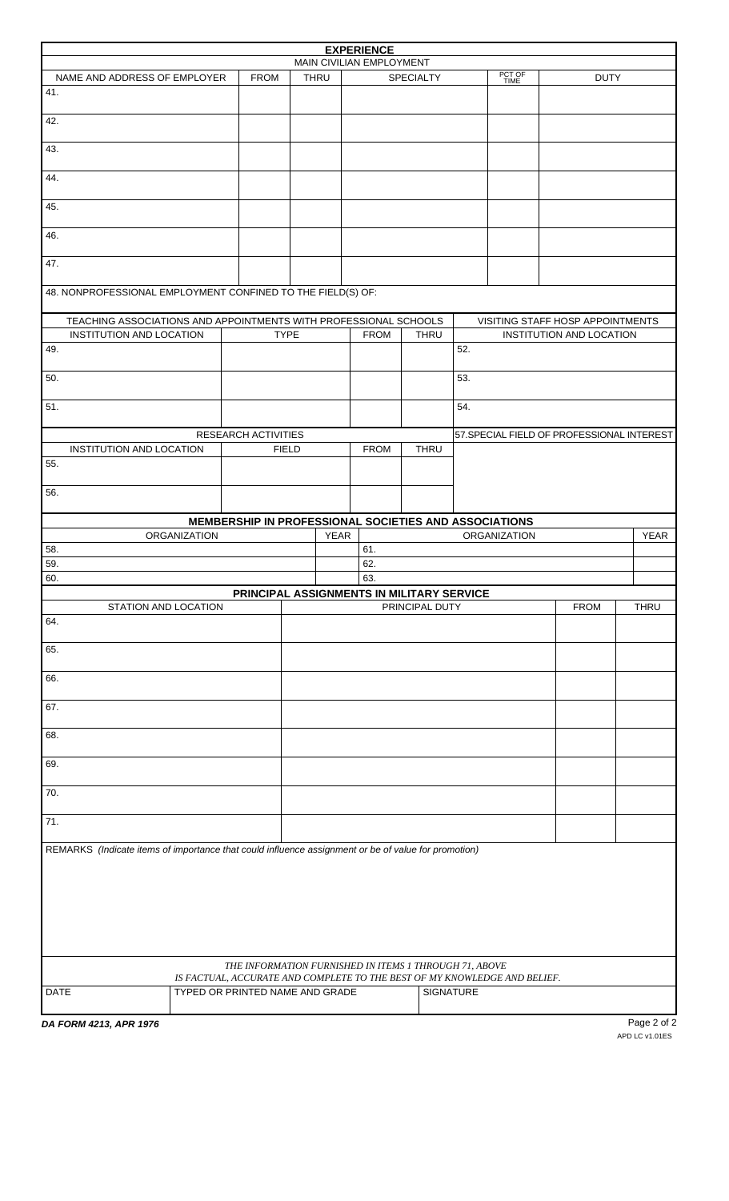# EXPERIENCE

## MAIN CIVILIAN EMPLOYMENT

| NAME AND ADDRESS OF EMPLOYER | FROM | THRU | SPECIALTY | PCT OF TIME | DUTY |
| --- | --- | --- | --- | --- | --- |
| 41. | | | | | |
| 42. | | | | | |
| 43. | | | | | |
| 44. | | | | | |
| 45. | | | | | |
| 46. | | | | | |
| 47. | | | | | |

48. NONPROFESSIONAL EMPLOYMENT CONFINED TO THE FIELD(S) OF:

| TEACHING ASSOCIATIONS AND APPOINTMENTS WITH PROFESSIONAL SCHOOLS | | | | VISITING STAFF HOSP APPOINTMENTS |
| --- | --- | --- | --- | --- |
| INSTITUTION AND LOCATION | TYPE | FROM | THRU | INSTITUTION AND LOCATION |
| 49. | | | | 52. |
| 50. | | | | 53. |
| 51. | | | | 54. |

| RESEARCH ACTIVITIES | | | | 57. SPECIAL FIELD OF PROFESSIONAL INTEREST |
| --- | --- | --- | --- | --- |
| INSTITUTION AND LOCATION | FIELD | FROM | THRU | |
| 55. | | | | |
| 56. | | | | |

## MEMBERSHIP IN PROFESSIONAL SOCIETIES AND ASSOCIATIONS

| ORGANIZATION | YEAR | ORGANIZATION | YEAR |
| --- | --- | --- | --- |
| 58. | | 61. | |
| 59. | | 62. | |
| 60. | | 63. | |

## PRINCIPAL ASSIGNMENTS IN MILITARY SERVICE

| STATION AND LOCATION | PRINCIPAL DUTY | FROM | THRU |
| --- | --- | --- | --- |
| 64. | | | |
| 65. | | | |
| 66. | | | |
| 67. | | | |
| 68. | | | |
| 69. | | | |
| 70. | | | |
| 71. | | | |

REMARKS *(Indicate items of importance that could influence assignment or be of value for promotion)*

*THE INFORMATION FURNISHED IN ITEMS 1 THROUGH 71, ABOVE IS FACTUAL, ACCURATE AND COMPLETE TO THE BEST OF MY KNOWLEDGE AND BELIEF.*

| DATE | TYPED OR PRINTED NAME AND GRADE | SIGNATURE |
| --- | --- | --- |
| | | |

***DA FORM 4213, APR 1976***

APD LC v1.01ES